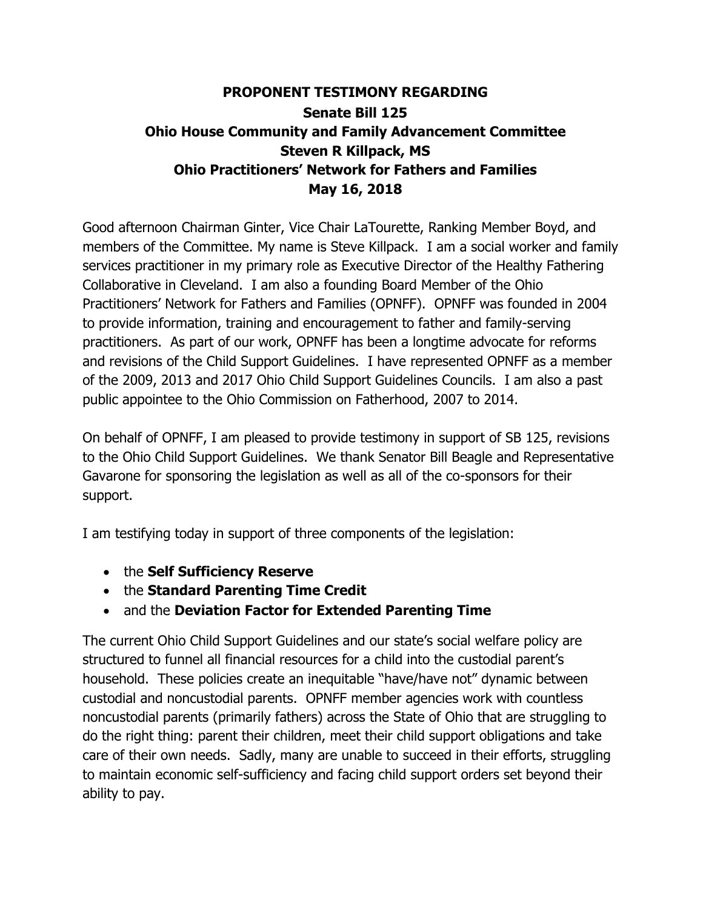# PROPONENT TESTIMONY REGARDING
## Senate Bill 125
## Ohio House Community and Family Advancement Committee
## Steven R Killpack, MS
## Ohio Practitioners' Network for Fathers and Families
## May 16, 2018

Good afternoon Chairman Ginter, Vice Chair LaTourette, Ranking Member Boyd, and members of the Committee. My name is Steve Killpack. I am a social worker and family services practitioner in my primary role as Executive Director of the Healthy Fathering Collaborative in Cleveland. I am also a founding Board Member of the Ohio Practitioners' Network for Fathers and Families (OPNFF). OPNFF was founded in 2004 to provide information, training and encouragement to father and family-serving practitioners. As part of our work, OPNFF has been a longtime advocate for reforms and revisions of the Child Support Guidelines. I have represented OPNFF as a member of the 2009, 2013 and 2017 Ohio Child Support Guidelines Councils. I am also a past public appointee to the Ohio Commission on Fatherhood, 2007 to 2014.

On behalf of OPNFF, I am pleased to provide testimony in support of SB 125, revisions to the Ohio Child Support Guidelines. We thank Senator Bill Beagle and Representative Gavarone for sponsoring the legislation as well as all of the co-sponsors for their support.

I am testifying today in support of three components of the legislation:

- the **Self Sufficiency Reserve**
- the **Standard Parenting Time Credit**
- and the **Deviation Factor for Extended Parenting Time**

The current Ohio Child Support Guidelines and our state's social welfare policy are structured to funnel all financial resources for a child into the custodial parent's household. These policies create an inequitable "have/have not" dynamic between custodial and noncustodial parents. OPNFF member agencies work with countless noncustodial parents (primarily fathers) across the State of Ohio that are struggling to do the right thing: parent their children, meet their child support obligations and take care of their own needs. Sadly, many are unable to succeed in their efforts, struggling to maintain economic self-sufficiency and facing child support orders set beyond their ability to pay.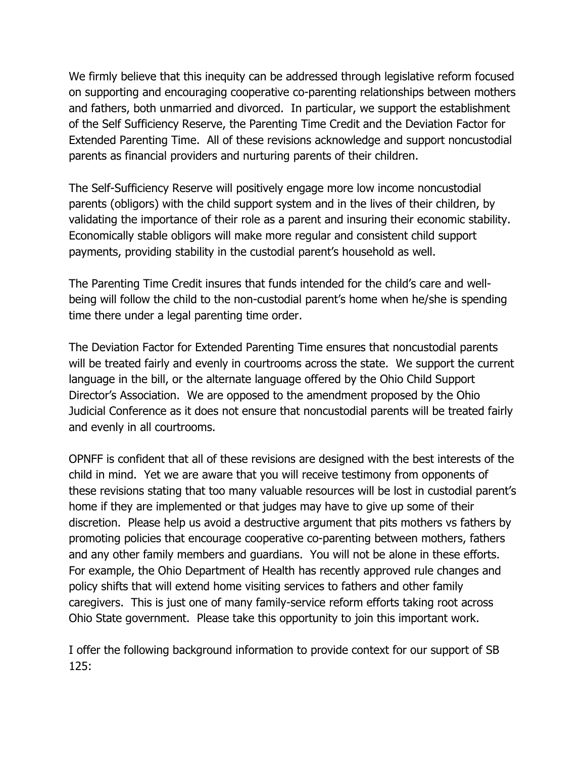We firmly believe that this inequity can be addressed through legislative reform focused on supporting and encouraging cooperative co-parenting relationships between mothers and fathers, both unmarried and divorced. In particular, we support the establishment of the Self Sufficiency Reserve, the Parenting Time Credit and the Deviation Factor for Extended Parenting Time. All of these revisions acknowledge and support noncustodial parents as financial providers and nurturing parents of their children.

The Self-Sufficiency Reserve will positively engage more low income noncustodial parents (obligors) with the child support system and in the lives of their children, by validating the importance of their role as a parent and insuring their economic stability. Economically stable obligors will make more regular and consistent child support payments, providing stability in the custodial parent's household as well.

The Parenting Time Credit insures that funds intended for the child's care and well-being will follow the child to the non-custodial parent's home when he/she is spending time there under a legal parenting time order.

The Deviation Factor for Extended Parenting Time ensures that noncustodial parents will be treated fairly and evenly in courtrooms across the state. We support the current language in the bill, or the alternate language offered by the Ohio Child Support Director's Association. We are opposed to the amendment proposed by the Ohio Judicial Conference as it does not ensure that noncustodial parents will be treated fairly and evenly in all courtrooms.

OPNFF is confident that all of these revisions are designed with the best interests of the child in mind. Yet we are aware that you will receive testimony from opponents of these revisions stating that too many valuable resources will be lost in custodial parent's home if they are implemented or that judges may have to give up some of their discretion. Please help us avoid a destructive argument that pits mothers vs fathers by promoting policies that encourage cooperative co-parenting between mothers, fathers and any other family members and guardians. You will not be alone in these efforts. For example, the Ohio Department of Health has recently approved rule changes and policy shifts that will extend home visiting services to fathers and other family caregivers. This is just one of many family-service reform efforts taking root across Ohio State government. Please take this opportunity to join this important work.

I offer the following background information to provide context for our support of SB 125: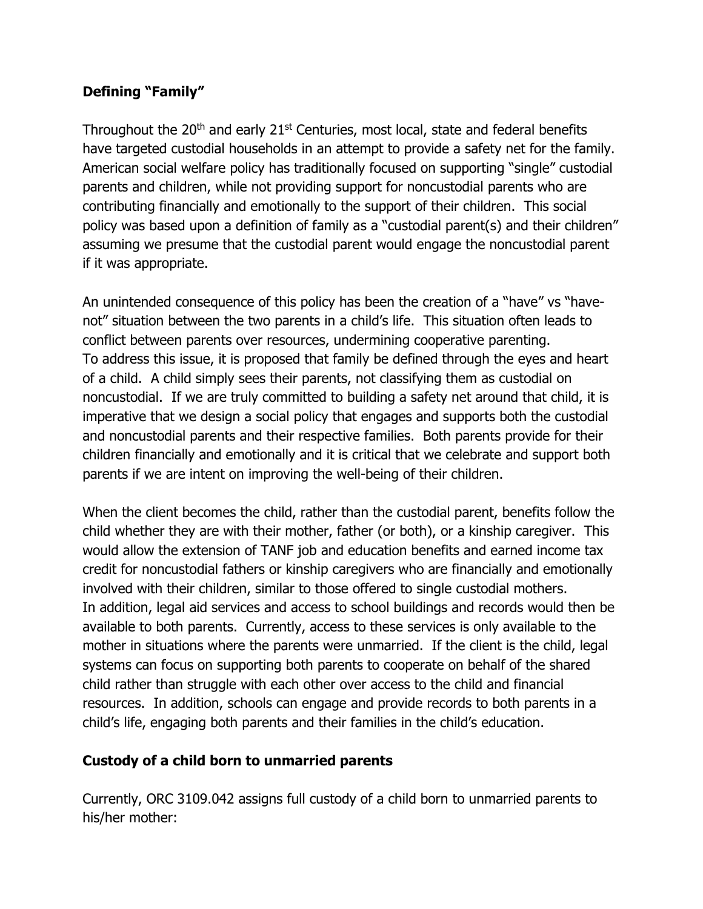**Defining "Family"**

Throughout the 20th and early 21st Centuries, most local, state and federal benefits have targeted custodial households in an attempt to provide a safety net for the family. American social welfare policy has traditionally focused on supporting "single" custodial parents and children, while not providing support for noncustodial parents who are contributing financially and emotionally to the support of their children. This social policy was based upon a definition of family as a "custodial parent(s) and their children" assuming we presume that the custodial parent would engage the noncustodial parent if it was appropriate.

An unintended consequence of this policy has been the creation of a "have" vs "have-not" situation between the two parents in a child's life. This situation often leads to conflict between parents over resources, undermining cooperative parenting.
To address this issue, it is proposed that family be defined through the eyes and heart of a child. A child simply sees their parents, not classifying them as custodial on noncustodial. If we are truly committed to building a safety net around that child, it is imperative that we design a social policy that engages and supports both the custodial and noncustodial parents and their respective families. Both parents provide for their children financially and emotionally and it is critical that we celebrate and support both parents if we are intent on improving the well-being of their children.

When the client becomes the child, rather than the custodial parent, benefits follow the child whether they are with their mother, father (or both), or a kinship caregiver. This would allow the extension of TANF job and education benefits and earned income tax credit for noncustodial fathers or kinship caregivers who are financially and emotionally involved with their children, similar to those offered to single custodial mothers.
In addition, legal aid services and access to school buildings and records would then be available to both parents. Currently, access to these services is only available to the mother in situations where the parents were unmarried. If the client is the child, legal systems can focus on supporting both parents to cooperate on behalf of the shared child rather than struggle with each other over access to the child and financial resources. In addition, schools can engage and provide records to both parents in a child's life, engaging both parents and their families in the child's education.

**Custody of a child born to unmarried parents**

Currently, ORC 3109.042 assigns full custody of a child born to unmarried parents to his/her mother: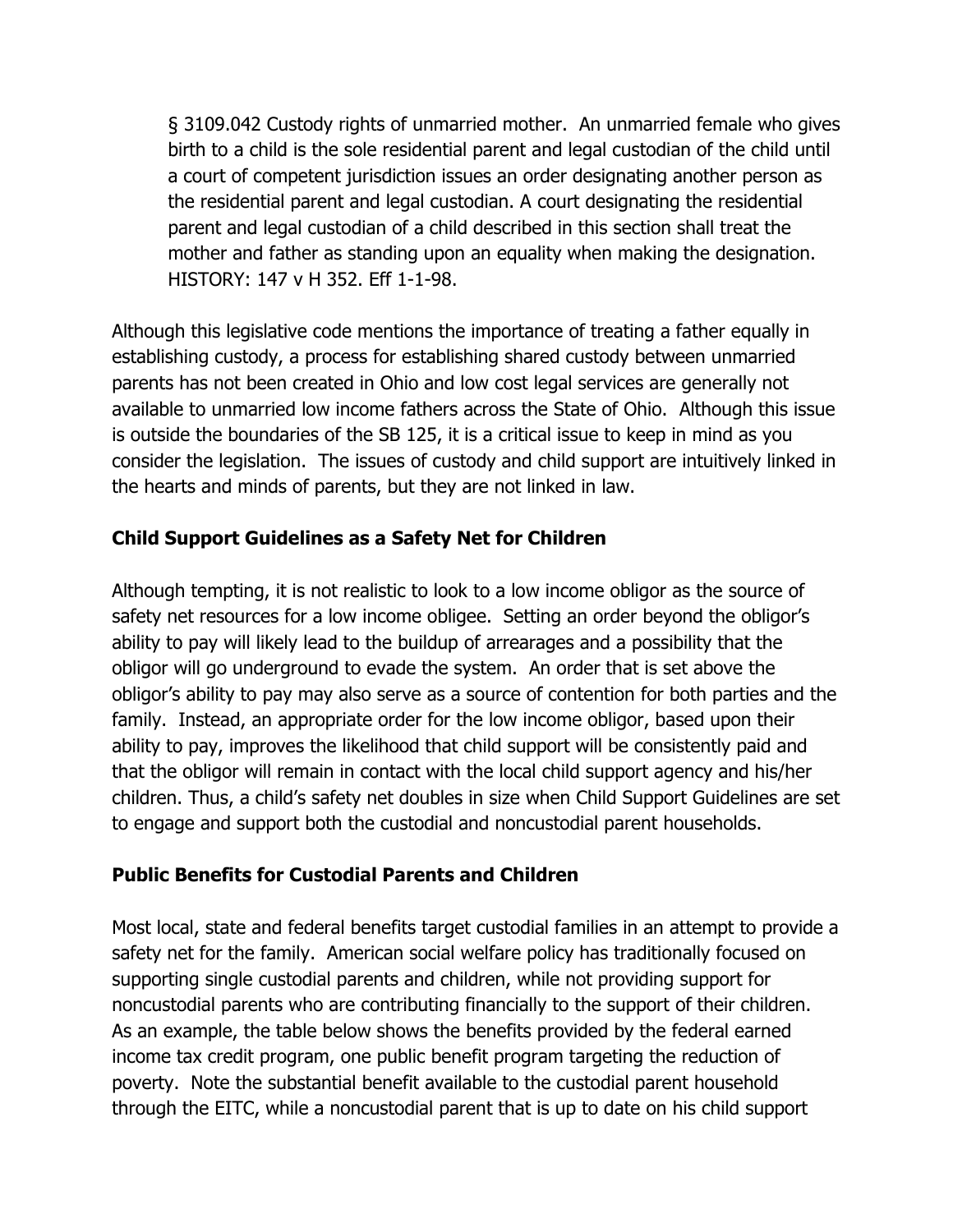> § 3109.042 Custody rights of unmarried mother. An unmarried female who gives birth to a child is the sole residential parent and legal custodian of the child until a court of competent jurisdiction issues an order designating another person as the residential parent and legal custodian. A court designating the residential parent and legal custodian of a child described in this section shall treat the mother and father as standing upon an equality when making the designation. HISTORY: 147 v H 352. Eff 1-1-98.

Although this legislative code mentions the importance of treating a father equally in establishing custody, a process for establishing shared custody between unmarried parents has not been created in Ohio and low cost legal services are generally not available to unmarried low income fathers across the State of Ohio. Although this issue is outside the boundaries of the SB 125, it is a critical issue to keep in mind as you consider the legislation. The issues of custody and child support are intuitively linked in the hearts and minds of parents, but they are not linked in law.

## Child Support Guidelines as a Safety Net for Children

Although tempting, it is not realistic to look to a low income obligor as the source of safety net resources for a low income obligee. Setting an order beyond the obligor's ability to pay will likely lead to the buildup of arrearages and a possibility that the obligor will go underground to evade the system. An order that is set above the obligor's ability to pay may also serve as a source of contention for both parties and the family. Instead, an appropriate order for the low income obligor, based upon their ability to pay, improves the likelihood that child support will be consistently paid and that the obligor will remain in contact with the local child support agency and his/her children. Thus, a child's safety net doubles in size when Child Support Guidelines are set to engage and support both the custodial and noncustodial parent households.

## Public Benefits for Custodial Parents and Children

Most local, state and federal benefits target custodial families in an attempt to provide a safety net for the family. American social welfare policy has traditionally focused on supporting single custodial parents and children, while not providing support for noncustodial parents who are contributing financially to the support of their children. As an example, the table below shows the benefits provided by the federal earned income tax credit program, one public benefit program targeting the reduction of poverty. Note the substantial benefit available to the custodial parent household through the EITC, while a noncustodial parent that is up to date on his child support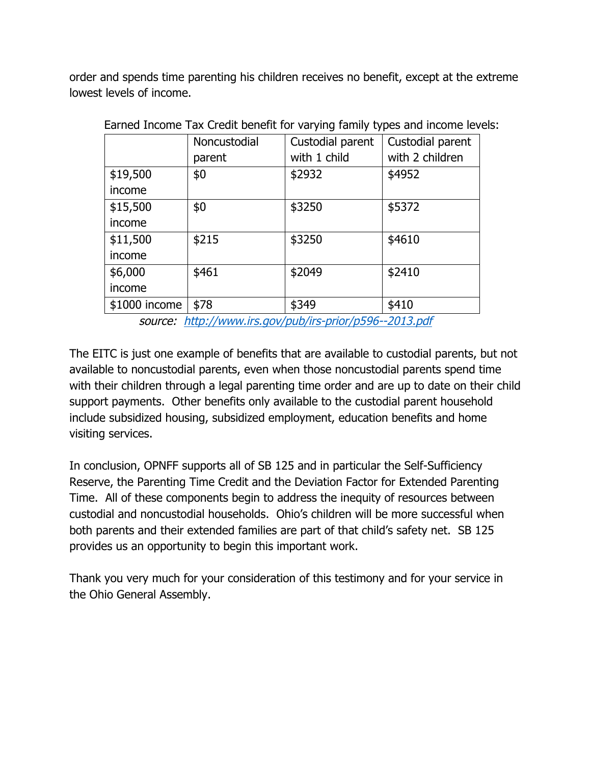order and spends time parenting his children receives no benefit, except at the extreme lowest levels of income.

Earned Income Tax Credit benefit for varying family types and income levels:

| | Noncustodial parent | Custodial parent with 1 child | Custodial parent with 2 children |
|---|---|---|---|
| $19,500 income | $0 | $2932 | $4952 |
| $15,500 income | $0 | $3250 | $5372 |
| $11,500 income | $215 | $3250 | $4610 |
| $6,000 income | $461 | $2049 | $2410 |
| $1000 income | $78 | $349 | $410 |

*source:* [http://www.irs.gov/pub/irs-prior/p596--2013.pdf](http://www.irs.gov/pub/irs-prior/p596--2013.pdf)

The EITC is just one example of benefits that are available to custodial parents, but not available to noncustodial parents, even when those noncustodial parents spend time with their children through a legal parenting time order and are up to date on their child support payments. Other benefits only available to the custodial parent household include subsidized housing, subsidized employment, education benefits and home visiting services.

In conclusion, OPNFF supports all of SB 125 and in particular the Self-Sufficiency Reserve, the Parenting Time Credit and the Deviation Factor for Extended Parenting Time. All of these components begin to address the inequity of resources between custodial and noncustodial households. Ohio's children will be more successful when both parents and their extended families are part of that child's safety net. SB 125 provides us an opportunity to begin this important work.

Thank you very much for your consideration of this testimony and for your service in the Ohio General Assembly.